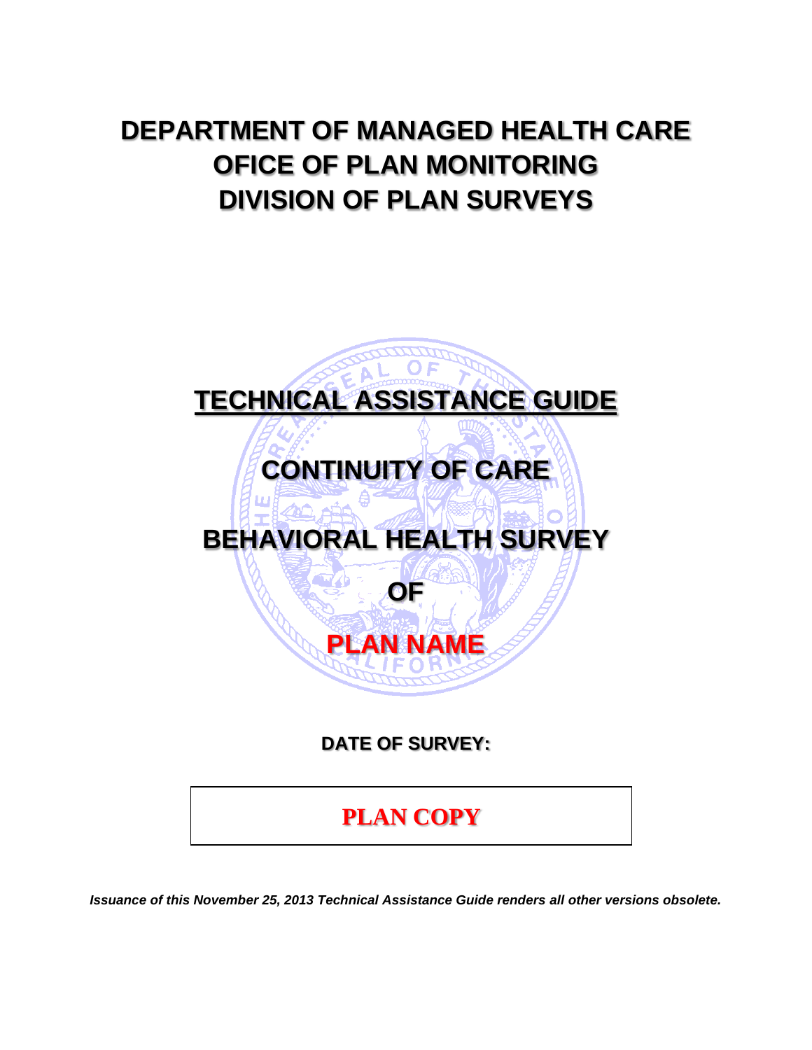# DEPARTMENT OF MANAGED HEALTH CARE
# OFICE OF PLAN MONITORING
# DIVISION OF PLAN SURVEYS

## TECHNICAL ASSISTANCE GUIDE

## CONTINUITY OF CARE

## BEHAVIORAL HEALTH SURVEY

## OF

## PLAN NAME

**DATE OF SURVEY:**

**PLAN COPY**

***Issuance of this November 25, 2013 Technical Assistance Guide renders all other versions obsolete.***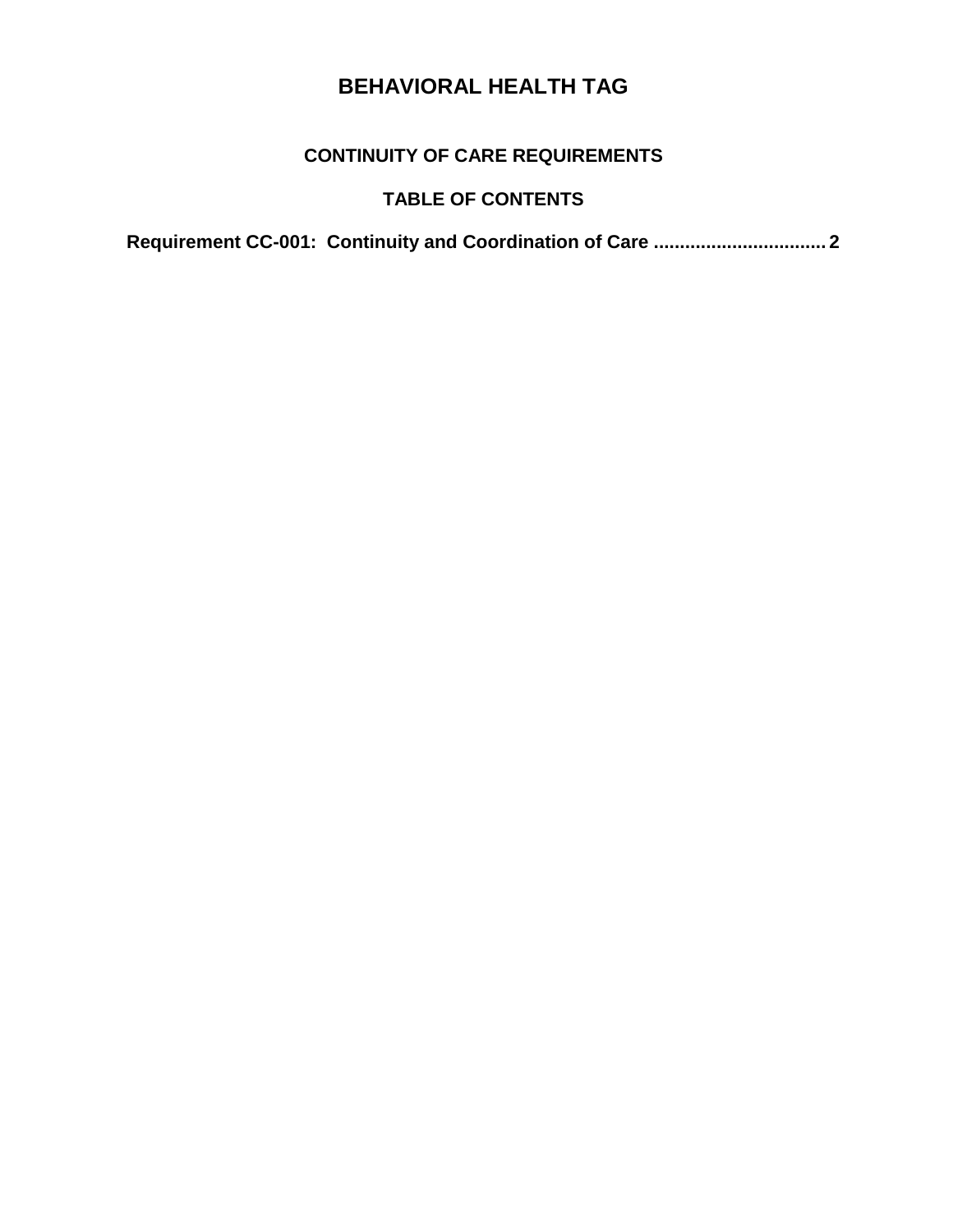# BEHAVIORAL HEALTH TAG

## CONTINUITY OF CARE REQUIREMENTS

## TABLE OF CONTENTS

**Requirement CC-001: Continuity and Coordination of Care ................................ 2**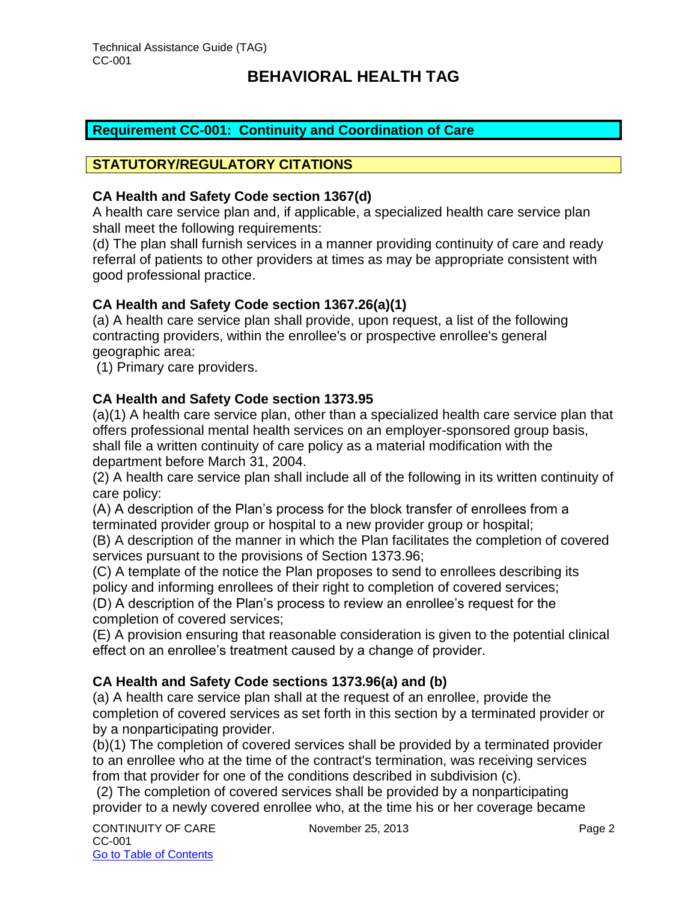## Requirement CC-001: Continuity and Coordination of Care

### STATUTORY/REGULATORY CITATIONS

**CA Health and Safety Code section 1367(d)**

A health care service plan and, if applicable, a specialized health care service plan shall meet the following requirements:

(d) The plan shall furnish services in a manner providing continuity of care and ready referral of patients to other providers at times as may be appropriate consistent with good professional practice.

**CA Health and Safety Code section 1367.26(a)(1)**

(a) A health care service plan shall provide, upon request, a list of the following contracting providers, within the enrollee's or prospective enrollee's general geographic area:

(1) Primary care providers.

**CA Health and Safety Code section 1373.95**

(a)(1) A health care service plan, other than a specialized health care service plan that offers professional mental health services on an employer-sponsored group basis, shall file a written continuity of care policy as a material modification with the department before March 31, 2004.

(2) A health care service plan shall include all of the following in its written continuity of care policy:

(A) A description of the Plan's process for the block transfer of enrollees from a terminated provider group or hospital to a new provider group or hospital;

(B) A description of the manner in which the Plan facilitates the completion of covered services pursuant to the provisions of Section 1373.96;

(C) A template of the notice the Plan proposes to send to enrollees describing its policy and informing enrollees of their right to completion of covered services;

(D) A description of the Plan's process to review an enrollee's request for the completion of covered services;

(E) A provision ensuring that reasonable consideration is given to the potential clinical effect on an enrollee's treatment caused by a change of provider.

**CA Health and Safety Code sections 1373.96(a) and (b)**

(a) A health care service plan shall at the request of an enrollee, provide the completion of covered services as set forth in this section by a terminated provider or by a nonparticipating provider.

(b)(1) The completion of covered services shall be provided by a terminated provider to an enrollee who at the time of the contract's termination, was receiving services from that provider for one of the conditions described in subdivision (c).

(2) The completion of covered services shall be provided by a nonparticipating provider to a newly covered enrollee who, at the time his or her coverage became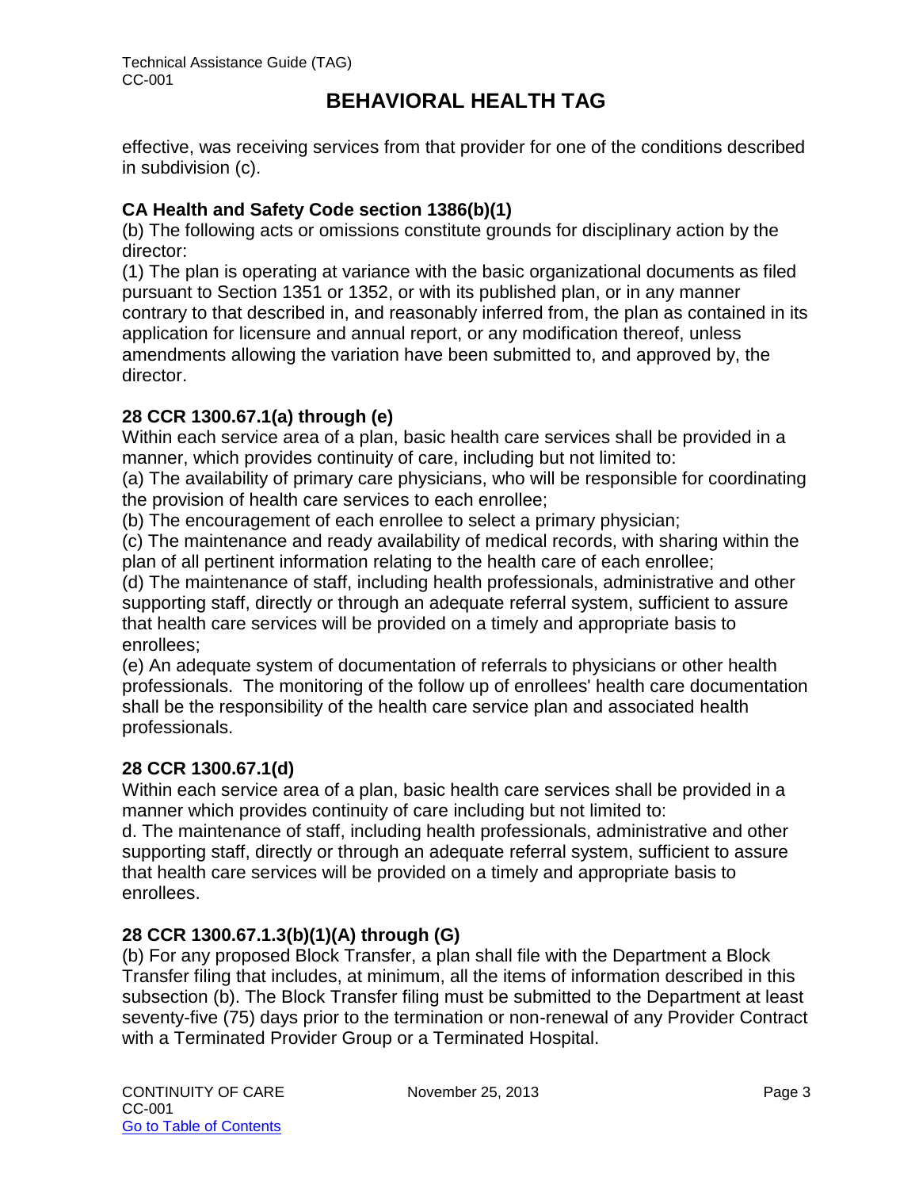effective, was receiving services from that provider for one of the conditions described in subdivision (c).

**CA Health and Safety Code section 1386(b)(1)**

(b) The following acts or omissions constitute grounds for disciplinary action by the director:

(1) The plan is operating at variance with the basic organizational documents as filed pursuant to Section 1351 or 1352, or with its published plan, or in any manner contrary to that described in, and reasonably inferred from, the plan as contained in its application for licensure and annual report, or any modification thereof, unless amendments allowing the variation have been submitted to, and approved by, the director.

**28 CCR 1300.67.1(a) through (e)**

Within each service area of a plan, basic health care services shall be provided in a manner, which provides continuity of care, including but not limited to:

(a) The availability of primary care physicians, who will be responsible for coordinating the provision of health care services to each enrollee;

(b) The encouragement of each enrollee to select a primary physician;

(c) The maintenance and ready availability of medical records, with sharing within the plan of all pertinent information relating to the health care of each enrollee;

(d) The maintenance of staff, including health professionals, administrative and other supporting staff, directly or through an adequate referral system, sufficient to assure that health care services will be provided on a timely and appropriate basis to enrollees;

(e) An adequate system of documentation of referrals to physicians or other health professionals. The monitoring of the follow up of enrollees' health care documentation shall be the responsibility of the health care service plan and associated health professionals.

**28 CCR 1300.67.1(d)**

Within each service area of a plan, basic health care services shall be provided in a manner which provides continuity of care including but not limited to:

d. The maintenance of staff, including health professionals, administrative and other supporting staff, directly or through an adequate referral system, sufficient to assure that health care services will be provided on a timely and appropriate basis to enrollees.

**28 CCR 1300.67.1.3(b)(1)(A) through (G)**

(b) For any proposed Block Transfer, a plan shall file with the Department a Block Transfer filing that includes, at minimum, all the items of information described in this subsection (b). The Block Transfer filing must be submitted to the Department at least seventy-five (75) days prior to the termination or non-renewal of any Provider Contract with a Terminated Provider Group or a Terminated Hospital.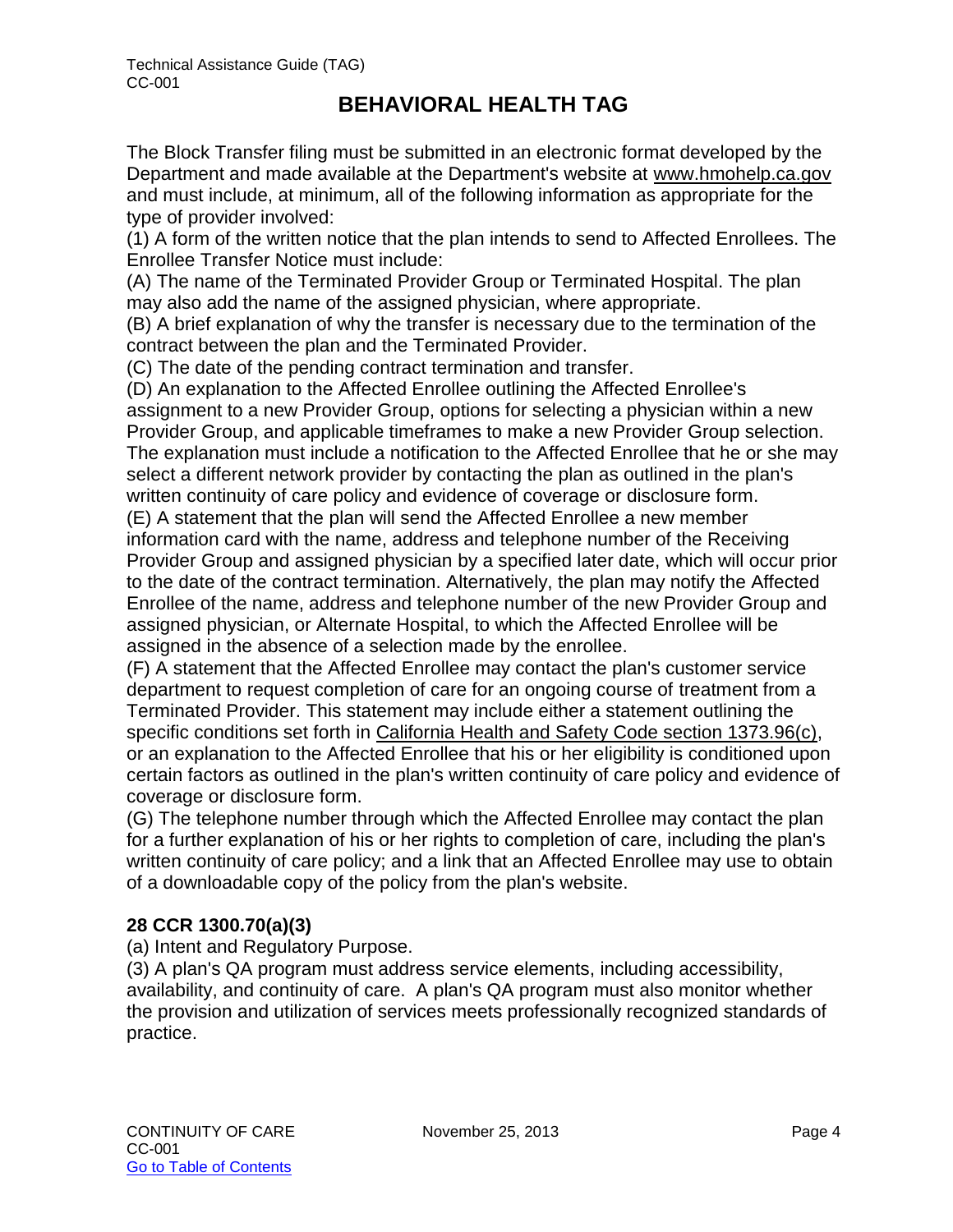The Block Transfer filing must be submitted in an electronic format developed by the Department and made available at the Department's website at www.hmohelp.ca.gov and must include, at minimum, all of the following information as appropriate for the type of provider involved:

(1) A form of the written notice that the plan intends to send to Affected Enrollees. The Enrollee Transfer Notice must include:

(A) The name of the Terminated Provider Group or Terminated Hospital. The plan may also add the name of the assigned physician, where appropriate.

(B) A brief explanation of why the transfer is necessary due to the termination of the contract between the plan and the Terminated Provider.

(C) The date of the pending contract termination and transfer.

(D) An explanation to the Affected Enrollee outlining the Affected Enrollee's assignment to a new Provider Group, options for selecting a physician within a new Provider Group, and applicable timeframes to make a new Provider Group selection. The explanation must include a notification to the Affected Enrollee that he or she may select a different network provider by contacting the plan as outlined in the plan's written continuity of care policy and evidence of coverage or disclosure form.

(E) A statement that the plan will send the Affected Enrollee a new member information card with the name, address and telephone number of the Receiving Provider Group and assigned physician by a specified later date, which will occur prior to the date of the contract termination. Alternatively, the plan may notify the Affected Enrollee of the name, address and telephone number of the new Provider Group and assigned physician, or Alternate Hospital, to which the Affected Enrollee will be assigned in the absence of a selection made by the enrollee.

(F) A statement that the Affected Enrollee may contact the plan's customer service department to request completion of care for an ongoing course of treatment from a Terminated Provider. This statement may include either a statement outlining the specific conditions set forth in California Health and Safety Code section 1373.96(c), or an explanation to the Affected Enrollee that his or her eligibility is conditioned upon certain factors as outlined in the plan's written continuity of care policy and evidence of coverage or disclosure form.

(G) The telephone number through which the Affected Enrollee may contact the plan for a further explanation of his or her rights to completion of care, including the plan's written continuity of care policy; and a link that an Affected Enrollee may use to obtain of a downloadable copy of the policy from the plan's website.

**28 CCR 1300.70(a)(3)**

(a) Intent and Regulatory Purpose.

(3) A plan's QA program must address service elements, including accessibility, availability, and continuity of care. A plan's QA program must also monitor whether the provision and utilization of services meets professionally recognized standards of practice.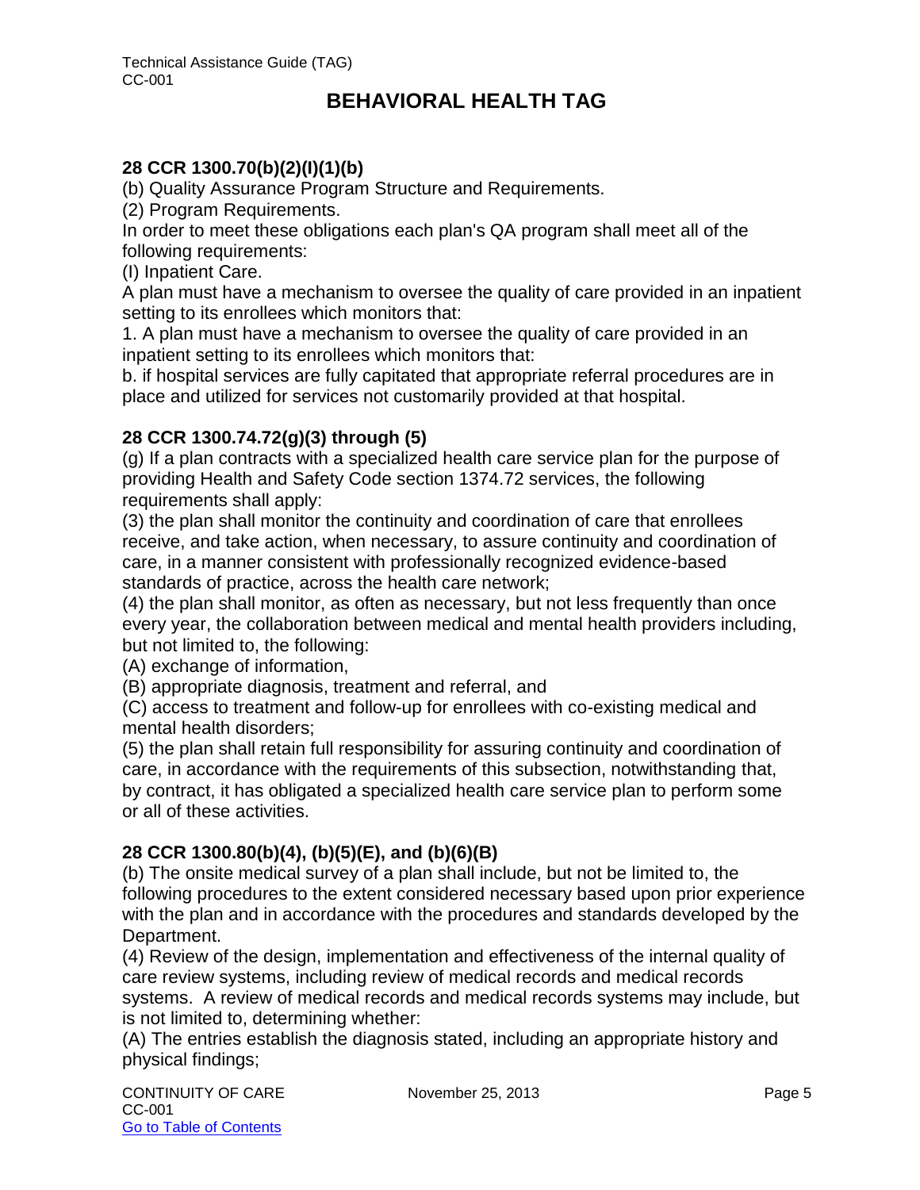**28 CCR 1300.70(b)(2)(I)(1)(b)**

(b) Quality Assurance Program Structure and Requirements.

(2) Program Requirements.

In order to meet these obligations each plan's QA program shall meet all of the following requirements:

(I) Inpatient Care.

A plan must have a mechanism to oversee the quality of care provided in an inpatient setting to its enrollees which monitors that:

1. A plan must have a mechanism to oversee the quality of care provided in an inpatient setting to its enrollees which monitors that:

b. if hospital services are fully capitated that appropriate referral procedures are in place and utilized for services not customarily provided at that hospital.

**28 CCR 1300.74.72(g)(3) through (5)**

(g) If a plan contracts with a specialized health care service plan for the purpose of providing Health and Safety Code section 1374.72 services, the following requirements shall apply:

(3) the plan shall monitor the continuity and coordination of care that enrollees receive, and take action, when necessary, to assure continuity and coordination of care, in a manner consistent with professionally recognized evidence-based standards of practice, across the health care network;

(4) the plan shall monitor, as often as necessary, but not less frequently than once every year, the collaboration between medical and mental health providers including, but not limited to, the following:

(A) exchange of information,

(B) appropriate diagnosis, treatment and referral, and

(C) access to treatment and follow-up for enrollees with co-existing medical and mental health disorders;

(5) the plan shall retain full responsibility for assuring continuity and coordination of care, in accordance with the requirements of this subsection, notwithstanding that, by contract, it has obligated a specialized health care service plan to perform some or all of these activities.

**28 CCR 1300.80(b)(4), (b)(5)(E), and (b)(6)(B)**

(b) The onsite medical survey of a plan shall include, but not be limited to, the following procedures to the extent considered necessary based upon prior experience with the plan and in accordance with the procedures and standards developed by the Department.

(4) Review of the design, implementation and effectiveness of the internal quality of care review systems, including review of medical records and medical records systems. A review of medical records and medical records systems may include, but is not limited to, determining whether:

(A) The entries establish the diagnosis stated, including an appropriate history and physical findings;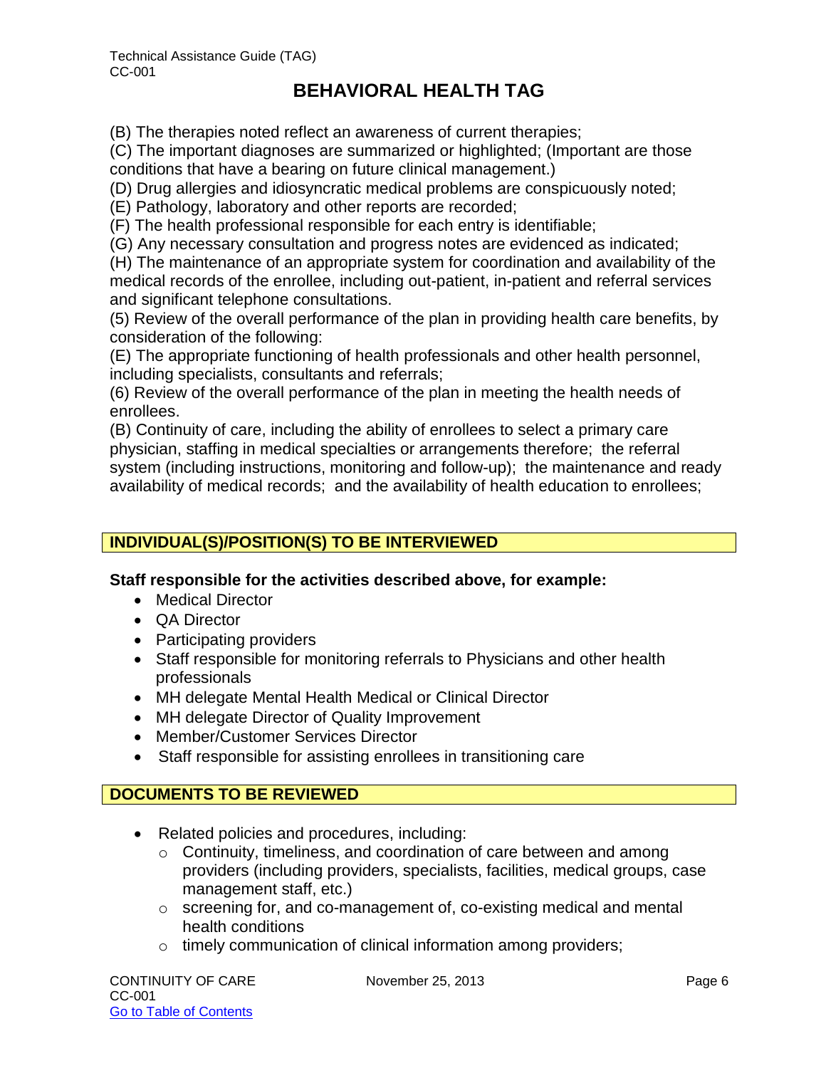(B) The therapies noted reflect an awareness of current therapies;
(C) The important diagnoses are summarized or highlighted; (Important are those conditions that have a bearing on future clinical management.)
(D) Drug allergies and idiosyncratic medical problems are conspicuously noted;
(E) Pathology, laboratory and other reports are recorded;
(F) The health professional responsible for each entry is identifiable;
(G) Any necessary consultation and progress notes are evidenced as indicated;
(H) The maintenance of an appropriate system for coordination and availability of the medical records of the enrollee, including out-patient, in-patient and referral services and significant telephone consultations.
(5) Review of the overall performance of the plan in providing health care benefits, by consideration of the following:
(E) The appropriate functioning of health professionals and other health personnel, including specialists, consultants and referrals;
(6) Review of the overall performance of the plan in meeting the health needs of enrollees.
(B) Continuity of care, including the ability of enrollees to select a primary care physician, staffing in medical specialties or arrangements therefore; the referral system (including instructions, monitoring and follow-up); the maintenance and ready availability of medical records; and the availability of health education to enrollees;

## INDIVIDUAL(S)/POSITION(S) TO BE INTERVIEWED

**Staff responsible for the activities described above, for example:**

- Medical Director
- QA Director
- Participating providers
- Staff responsible for monitoring referrals to Physicians and other health professionals
- MH delegate Mental Health Medical or Clinical Director
- MH delegate Director of Quality Improvement
- Member/Customer Services Director
- Staff responsible for assisting enrollees in transitioning care

## DOCUMENTS TO BE REVIEWED

- Related policies and procedures, including:
  - Continuity, timeliness, and coordination of care between and among providers (including providers, specialists, facilities, medical groups, case management staff, etc.)
  - screening for, and co-management of, co-existing medical and mental health conditions
  - timely communication of clinical information among providers;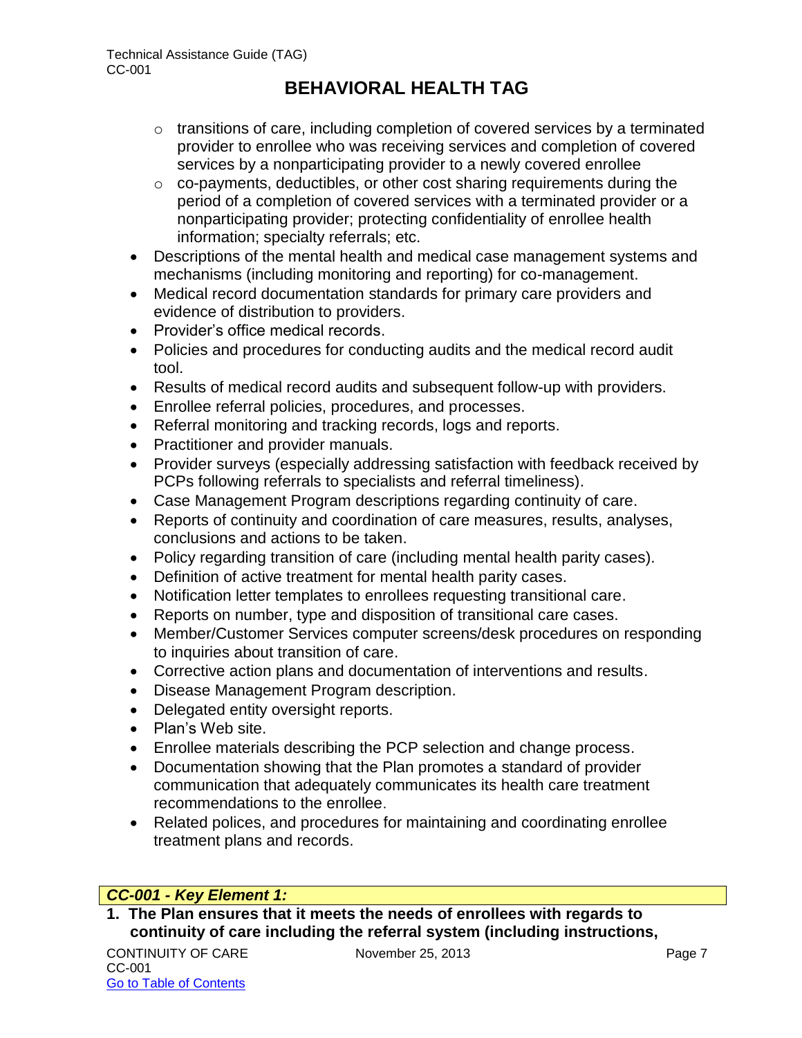- transitions of care, including completion of covered services by a terminated provider to enrollee who was receiving services and completion of covered services by a nonparticipating provider to a newly covered enrollee
    - co-payments, deductibles, or other cost sharing requirements during the period of a completion of covered services with a terminated provider or a nonparticipating provider; protecting confidentiality of enrollee health information; specialty referrals; etc.
- Descriptions of the mental health and medical case management systems and mechanisms (including monitoring and reporting) for co-management.
- Medical record documentation standards for primary care providers and evidence of distribution to providers.
- Provider's office medical records.
- Policies and procedures for conducting audits and the medical record audit tool.
- Results of medical record audits and subsequent follow-up with providers.
- Enrollee referral policies, procedures, and processes.
- Referral monitoring and tracking records, logs and reports.
- Practitioner and provider manuals.
- Provider surveys (especially addressing satisfaction with feedback received by PCPs following referrals to specialists and referral timeliness).
- Case Management Program descriptions regarding continuity of care.
- Reports of continuity and coordination of care measures, results, analyses, conclusions and actions to be taken.
- Policy regarding transition of care (including mental health parity cases).
- Definition of active treatment for mental health parity cases.
- Notification letter templates to enrollees requesting transitional care.
- Reports on number, type and disposition of transitional care cases.
- Member/Customer Services computer screens/desk procedures on responding to inquiries about transition of care.
- Corrective action plans and documentation of interventions and results.
- Disease Management Program description.
- Delegated entity oversight reports.
- Plan's Web site.
- Enrollee materials describing the PCP selection and change process.
- Documentation showing that the Plan promotes a standard of provider communication that adequately communicates its health care treatment recommendations to the enrollee.
- Related polices, and procedures for maintaining and coordinating enrollee treatment plans and records.

***CC-001 - Key Element 1:***

**1. The Plan ensures that it meets the needs of enrollees with regards to continuity of care including the referral system (including instructions,**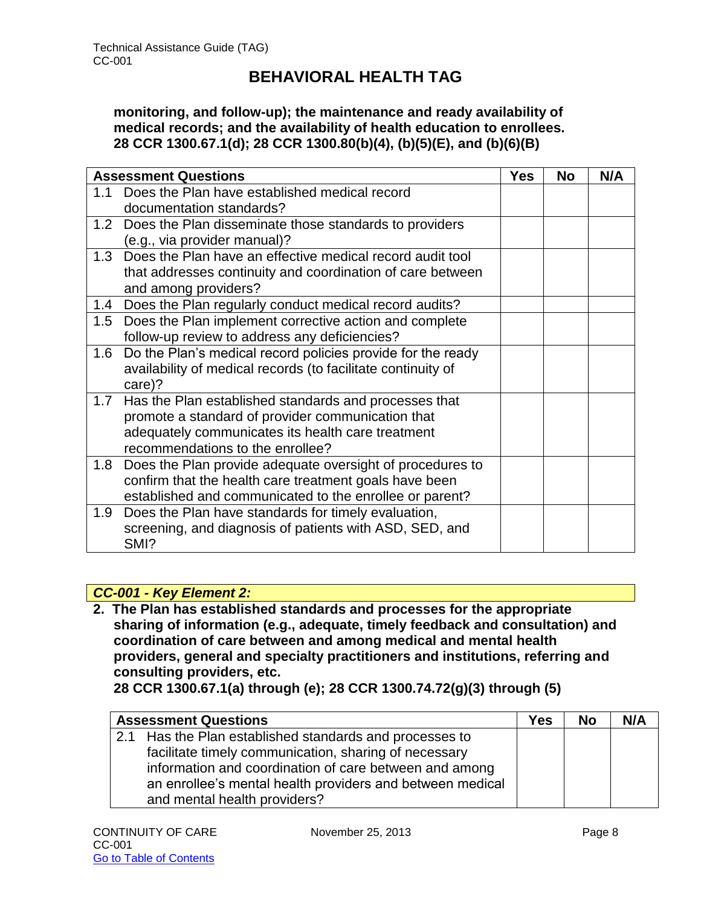**monitoring, and follow-up); the maintenance and ready availability of medical records; and the availability of health education to enrollees. 28 CCR 1300.67.1(d); 28 CCR 1300.80(b)(4), (b)(5)(E), and (b)(6)(B)**

| Assessment Questions | Yes | No | N/A |
|---|---|---|---|
| 1.1 Does the Plan have established medical record documentation standards? | | | |
| 1.2 Does the Plan disseminate those standards to providers (e.g., via provider manual)? | | | |
| 1.3 Does the Plan have an effective medical record audit tool that addresses continuity and coordination of care between and among providers? | | | |
| 1.4 Does the Plan regularly conduct medical record audits? | | | |
| 1.5 Does the Plan implement corrective action and complete follow-up review to address any deficiencies? | | | |
| 1.6 Do the Plan's medical record policies provide for the ready availability of medical records (to facilitate continuity of care)? | | | |
| 1.7 Has the Plan established standards and processes that promote a standard of provider communication that adequately communicates its health care treatment recommendations to the enrollee? | | | |
| 1.8 Does the Plan provide adequate oversight of procedures to confirm that the health care treatment goals have been established and communicated to the enrollee or parent? | | | |
| 1.9 Does the Plan have standards for timely evaluation, screening, and diagnosis of patients with ASD, SED, and SMI? | | | |

***CC-001 - Key Element 2:***

**2. The Plan has established standards and processes for the appropriate sharing of information (e.g., adequate, timely feedback and consultation) and coordination of care between and among medical and mental health providers, general and specialty practitioners and institutions, referring and consulting providers, etc. 28 CCR 1300.67.1(a) through (e); 28 CCR 1300.74.72(g)(3) through (5)**

| Assessment Questions | Yes | No | N/A |
|---|---|---|---|
| 2.1 Has the Plan established standards and processes to facilitate timely communication, sharing of necessary information and coordination of care between and among an enrollee's mental health providers and between medical and mental health providers? | | | |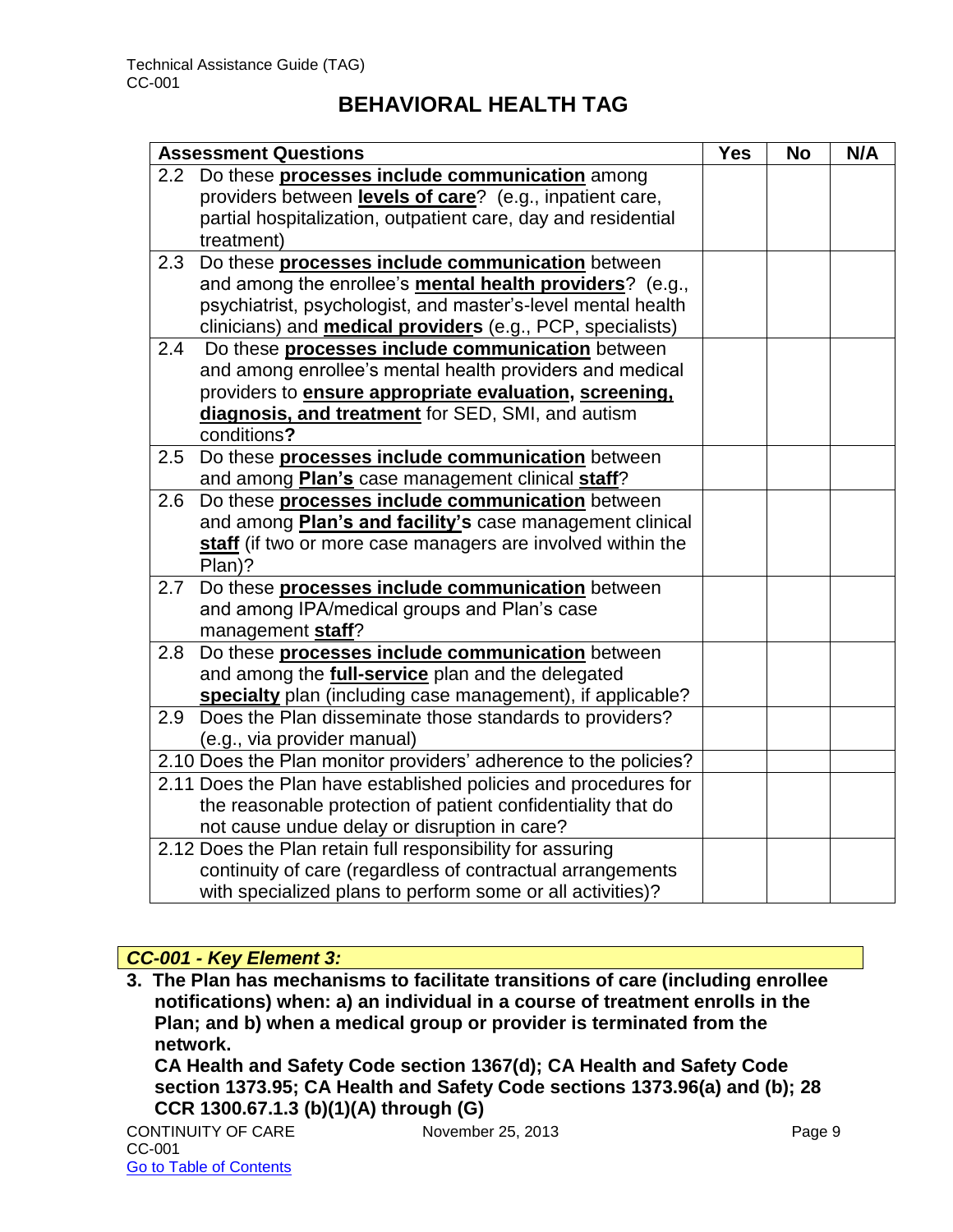# BEHAVIORAL HEALTH TAG

| Assessment Questions | Yes | No | N/A |
|---|---|---|---|
| 2.2 Do these **processes include communication** among providers between **levels of care**? (e.g., inpatient care, partial hospitalization, outpatient care, day and residential treatment) | | | |
| 2.3 Do these **processes include communication** between and among the enrollee's **mental health providers**? (e.g., psychiatrist, psychologist, and master's-level mental health clinicians) and **medical providers** (e.g., PCP, specialists) | | | |
| 2.4 Do these **processes include communication** between and among enrollee's mental health providers and medical providers to **ensure appropriate evaluation, screening, diagnosis, and treatment** for SED, SMI, and autism conditions**?** | | | |
| 2.5 Do these **processes include communication** between and among **Plan's** case management clinical **staff**? | | | |
| 2.6 Do these **processes include communication** between and among **Plan's and facility's** case management clinical **staff** (if two or more case managers are involved within the Plan)? | | | |
| 2.7 Do these **processes include communication** between and among IPA/medical groups and Plan's case management **staff**? | | | |
| 2.8 Do these **processes include communication** between and among the **full-service** plan and the delegated **specialty** plan (including case management), if applicable? | | | |
| 2.9 Does the Plan disseminate those standards to providers? (e.g., via provider manual) | | | |
| 2.10 Does the Plan monitor providers' adherence to the policies? | | | |
| 2.11 Does the Plan have established policies and procedures for the reasonable protection of patient confidentiality that do not cause undue delay or disruption in care? | | | |
| 2.12 Does the Plan retain full responsibility for assuring continuity of care (regardless of contractual arrangements with specialized plans to perform some or all activities)? | | | |

***CC-001 - Key Element 3:***

**3. The Plan has mechanisms to facilitate transitions of care (including enrollee notifications) when: a) an individual in a course of treatment enrolls in the Plan; and b) when a medical group or provider is terminated from the network.**
**CA Health and Safety Code section 1367(d); CA Health and Safety Code section 1373.95; CA Health and Safety Code sections 1373.96(a) and (b); 28 CCR 1300.67.1.3 (b)(1)(A) through (G)**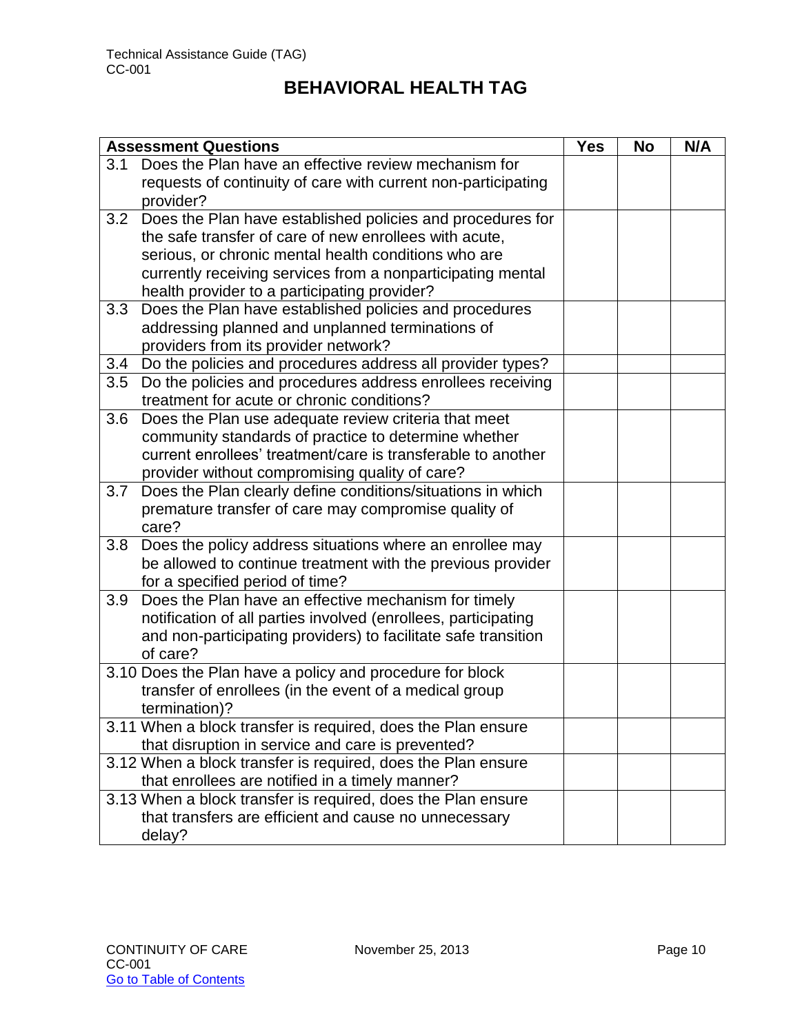# BEHAVIORAL HEALTH TAG

| Assessment Questions | Yes | No | N/A |
|---|---|---|---|
| 3.1 Does the Plan have an effective review mechanism for requests of continuity of care with current non-participating provider? | | | |
| 3.2 Does the Plan have established policies and procedures for the safe transfer of care of new enrollees with acute, serious, or chronic mental health conditions who are currently receiving services from a nonparticipating mental health provider to a participating provider? | | | |
| 3.3 Does the Plan have established policies and procedures addressing planned and unplanned terminations of providers from its provider network? | | | |
| 3.4 Do the policies and procedures address all provider types? | | | |
| 3.5 Do the policies and procedures address enrollees receiving treatment for acute or chronic conditions? | | | |
| 3.6 Does the Plan use adequate review criteria that meet community standards of practice to determine whether current enrollees' treatment/care is transferable to another provider without compromising quality of care? | | | |
| 3.7 Does the Plan clearly define conditions/situations in which premature transfer of care may compromise quality of care? | | | |
| 3.8 Does the policy address situations where an enrollee may be allowed to continue treatment with the previous provider for a specified period of time? | | | |
| 3.9 Does the Plan have an effective mechanism for timely notification of all parties involved (enrollees, participating and non-participating providers) to facilitate safe transition of care? | | | |
| 3.10 Does the Plan have a policy and procedure for block transfer of enrollees (in the event of a medical group termination)? | | | |
| 3.11 When a block transfer is required, does the Plan ensure that disruption in service and care is prevented? | | | |
| 3.12 When a block transfer is required, does the Plan ensure that enrollees are notified in a timely manner? | | | |
| 3.13 When a block transfer is required, does the Plan ensure that transfers are efficient and cause no unnecessary delay? | | | |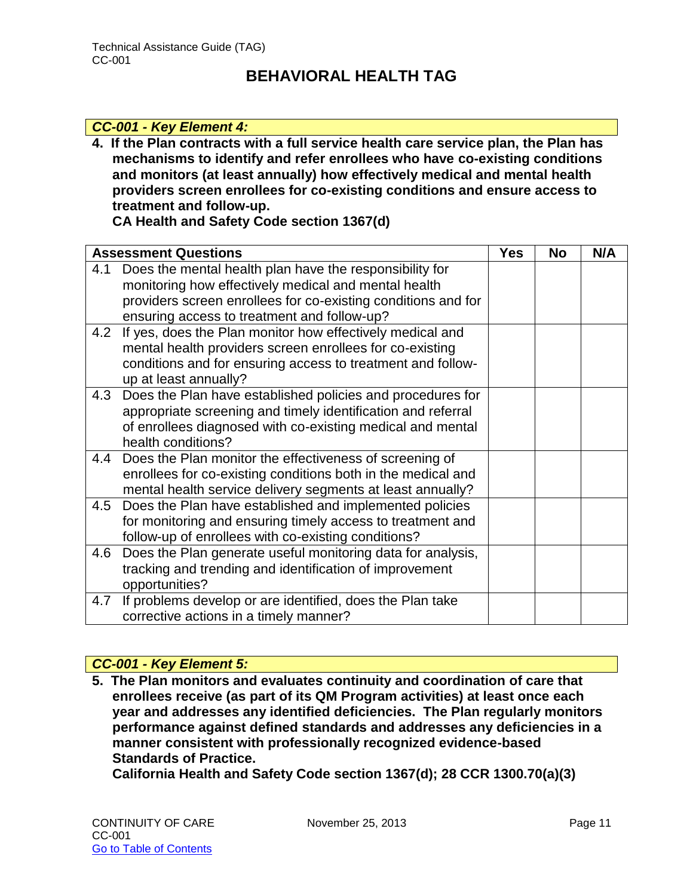### *CC-001 - Key Element 4:*

**4. If the Plan contracts with a full service health care service plan, the Plan has mechanisms to identify and refer enrollees who have co-existing conditions and monitors (at least annually) how effectively medical and mental health providers screen enrollees for co-existing conditions and ensure access to treatment and follow-up.**
**CA Health and Safety Code section 1367(d)**

| Assessment Questions | Yes | No | N/A |
|---|---|---|---|
| 4.1 Does the mental health plan have the responsibility for monitoring how effectively medical and mental health providers screen enrollees for co-existing conditions and for ensuring access to treatment and follow-up? | | | |
| 4.2 If yes, does the Plan monitor how effectively medical and mental health providers screen enrollees for co-existing conditions and for ensuring access to treatment and follow-up at least annually? | | | |
| 4.3 Does the Plan have established policies and procedures for appropriate screening and timely identification and referral of enrollees diagnosed with co-existing medical and mental health conditions? | | | |
| 4.4 Does the Plan monitor the effectiveness of screening of enrollees for co-existing conditions both in the medical and mental health service delivery segments at least annually? | | | |
| 4.5 Does the Plan have established and implemented policies for monitoring and ensuring timely access to treatment and follow-up of enrollees with co-existing conditions? | | | |
| 4.6 Does the Plan generate useful monitoring data for analysis, tracking and trending and identification of improvement opportunities? | | | |
| 4.7 If problems develop or are identified, does the Plan take corrective actions in a timely manner? | | | |

### *CC-001 - Key Element 5:*

**5. The Plan monitors and evaluates continuity and coordination of care that enrollees receive (as part of its QM Program activities) at least once each year and addresses any identified deficiencies. The Plan regularly monitors performance against defined standards and addresses any deficiencies in a manner consistent with professionally recognized evidence-based Standards of Practice.**
**California Health and Safety Code section 1367(d); 28 CCR 1300.70(a)(3)**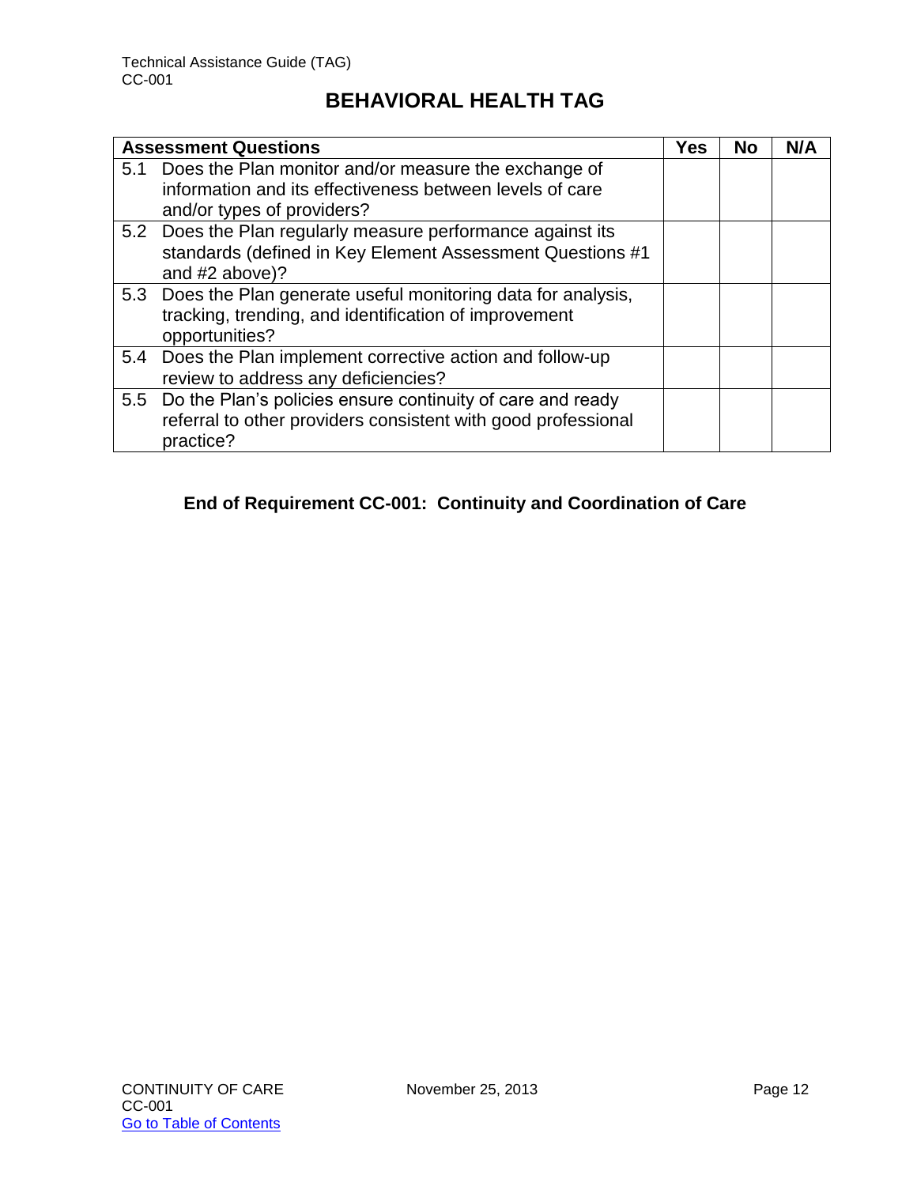## BEHAVIORAL HEALTH TAG

| Assessment Questions | Yes | No | N/A |
|---|---|---|---|
| 5.1 Does the Plan monitor and/or measure the exchange of information and its effectiveness between levels of care and/or types of providers? | | | |
| 5.2 Does the Plan regularly measure performance against its standards (defined in Key Element Assessment Questions #1 and #2 above)? | | | |
| 5.3 Does the Plan generate useful monitoring data for analysis, tracking, trending, and identification of improvement opportunities? | | | |
| 5.4 Does the Plan implement corrective action and follow-up review to address any deficiencies? | | | |
| 5.5 Do the Plan's policies ensure continuity of care and ready referral to other providers consistent with good professional practice? | | | |

**End of Requirement CC-001: Continuity and Coordination of Care**